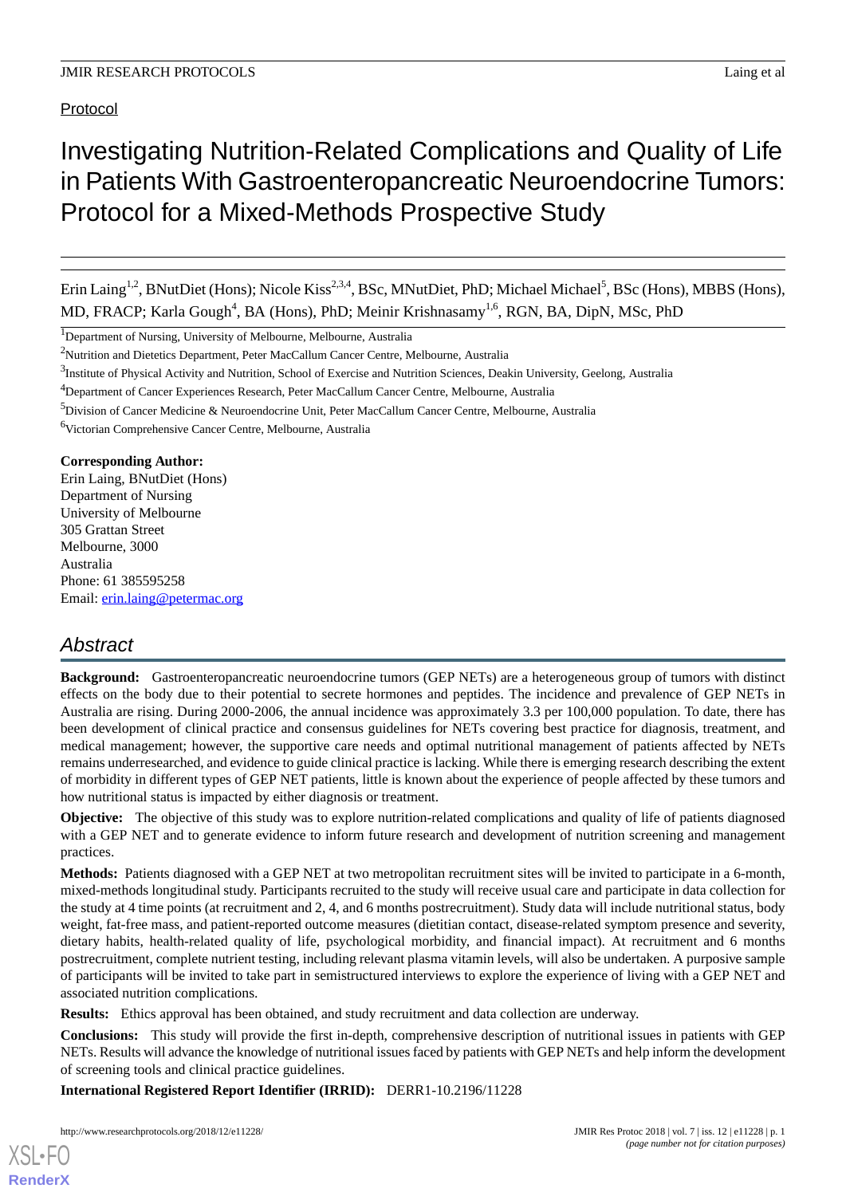Protocol

# Investigating Nutrition-Related Complications and Quality of Life in Patients With Gastroenteropancreatic Neuroendocrine Tumors: Protocol for a Mixed-Methods Prospective Study

Erin Laing[1,2], BNutDiet (Hons); Nicole Kiss[2,3,4], BSc, MNutDiet, PhD; Michael Michael[5], BSc (Hons), MBBS (Hons), MD, FRACP; Karla Gough[4], BA (Hons), PhD; Meinir Krishnasamy[1,6], RGN, BA, DipN, MSc, PhD

[1]Department of Nursing, University of Melbourne, Melbourne, Australia

[2]Nutrition and Dietetics Department, Peter MacCallum Cancer Centre, Melbourne, Australia

[3]Institute of Physical Activity and Nutrition, School of Exercise and Nutrition Sciences, Deakin University, Geelong, Australia

[4]Department of Cancer Experiences Research, Peter MacCallum Cancer Centre, Melbourne, Australia

[5]Division of Cancer Medicine & Neuroendocrine Unit, Peter MacCallum Cancer Centre, Melbourne, Australia

[6]Victorian Comprehensive Cancer Centre, Melbourne, Australia

**Corresponding Author:**
Erin Laing, BNutDiet (Hons)
Department of Nursing
University of Melbourne
305 Grattan Street
Melbourne, 3000
Australia
Phone: 61 385595258
Email: erin.laing@petermac.org

## Abstract

**Background:** Gastroenteropancreatic neuroendocrine tumors (GEP NETs) are a heterogeneous group of tumors with distinct effects on the body due to their potential to secrete hormones and peptides. The incidence and prevalence of GEP NETs in Australia are rising. During 2000-2006, the annual incidence was approximately 3.3 per 100,000 population. To date, there has been development of clinical practice and consensus guidelines for NETs covering best practice for diagnosis, treatment, and medical management; however, the supportive care needs and optimal nutritional management of patients affected by NETs remains underresearched, and evidence to guide clinical practice is lacking. While there is emerging research describing the extent of morbidity in different types of GEP NET patients, little is known about the experience of people affected by these tumors and how nutritional status is impacted by either diagnosis or treatment.

**Objective:** The objective of this study was to explore nutrition-related complications and quality of life of patients diagnosed with a GEP NET and to generate evidence to inform future research and development of nutrition screening and management practices.

**Methods:** Patients diagnosed with a GEP NET at two metropolitan recruitment sites will be invited to participate in a 6-month, mixed-methods longitudinal study. Participants recruited to the study will receive usual care and participate in data collection for the study at 4 time points (at recruitment and 2, 4, and 6 months postrecruitment). Study data will include nutritional status, body weight, fat-free mass, and patient-reported outcome measures (dietitian contact, disease-related symptom presence and severity, dietary habits, health-related quality of life, psychological morbidity, and financial impact). At recruitment and 6 months postrecruitment, complete nutrient testing, including relevant plasma vitamin levels, will also be undertaken. A purposive sample of participants will be invited to take part in semistructured interviews to explore the experience of living with a GEP NET and associated nutrition complications.

**Results:** Ethics approval has been obtained, and study recruitment and data collection are underway.

**Conclusions:** This study will provide the first in-depth, comprehensive description of nutritional issues in patients with GEP NETs. Results will advance the knowledge of nutritional issues faced by patients with GEP NETs and help inform the development of screening tools and clinical practice guidelines.

**International Registered Report Identifier (IRRID):** DERR1-10.2196/11228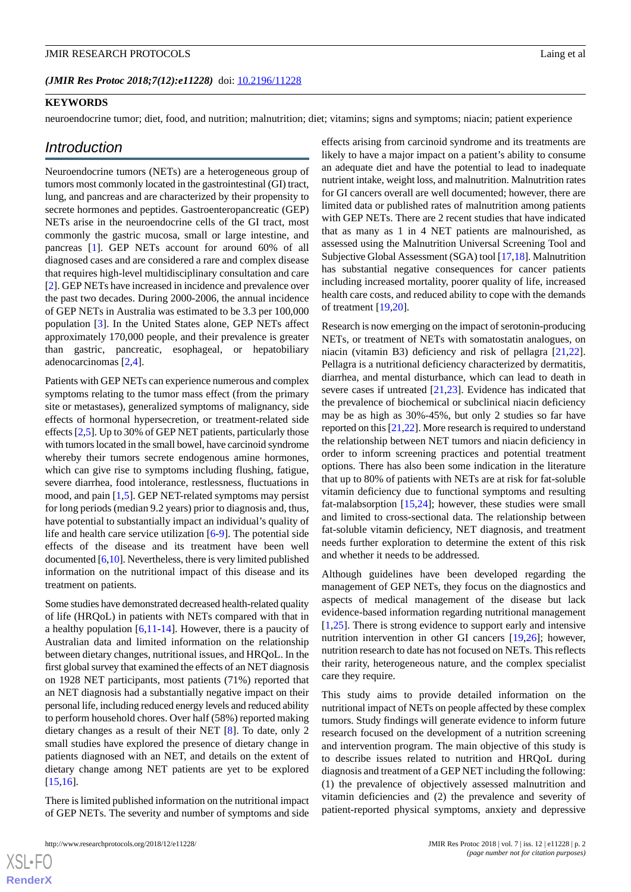*(JMIR Res Protoc 2018;7(12):e11228)* doi: 10.2196/11228

## KEYWORDS

neuroendocrine tumor; diet, food, and nutrition; malnutrition; diet; vitamins; signs and symptoms; niacin; patient experience

## Introduction

Neuroendocrine tumors (NETs) are a heterogeneous group of tumors most commonly located in the gastrointestinal (GI) tract, lung, and pancreas and are characterized by their propensity to secrete hormones and peptides. Gastroenteropancreatic (GEP) NETs arise in the neuroendocrine cells of the GI tract, most commonly the gastric mucosa, small or large intestine, and pancreas [1]. GEP NETs account for around 60% of all diagnosed cases and are considered a rare and complex disease that requires high-level multidisciplinary consultation and care [2]. GEP NETs have increased in incidence and prevalence over the past two decades. During 2000-2006, the annual incidence of GEP NETs in Australia was estimated to be 3.3 per 100,000 population [3]. In the United States alone, GEP NETs affect approximately 170,000 people, and their prevalence is greater than gastric, pancreatic, esophageal, or hepatobiliary adenocarcinomas [2,4].

Patients with GEP NETs can experience numerous and complex symptoms relating to the tumor mass effect (from the primary site or metastases), generalized symptoms of malignancy, side effects of hormonal hypersecretion, or treatment-related side effects [2,5]. Up to 30% of GEP NET patients, particularly those with tumors located in the small bowel, have carcinoid syndrome whereby their tumors secrete endogenous amine hormones, which can give rise to symptoms including flushing, fatigue, severe diarrhea, food intolerance, restlessness, fluctuations in mood, and pain [1,5]. GEP NET-related symptoms may persist for long periods (median 9.2 years) prior to diagnosis and, thus, have potential to substantially impact an individual's quality of life and health care service utilization [6-9]. The potential side effects of the disease and its treatment have been well documented [6,10]. Nevertheless, there is very limited published information on the nutritional impact of this disease and its treatment on patients.

Some studies have demonstrated decreased health-related quality of life (HRQoL) in patients with NETs compared with that in a healthy population [6,11-14]. However, there is a paucity of Australian data and limited information on the relationship between dietary changes, nutritional issues, and HRQoL. In the first global survey that examined the effects of an NET diagnosis on 1928 NET participants, most patients (71%) reported that an NET diagnosis had a substantially negative impact on their personal life, including reduced energy levels and reduced ability to perform household chores. Over half (58%) reported making dietary changes as a result of their NET [8]. To date, only 2 small studies have explored the presence of dietary change in patients diagnosed with an NET, and details on the extent of dietary change among NET patients are yet to be explored [15,16].

There is limited published information on the nutritional impact of GEP NETs. The severity and number of symptoms and side effects arising from carcinoid syndrome and its treatments are likely to have a major impact on a patient's ability to consume an adequate diet and have the potential to lead to inadequate nutrient intake, weight loss, and malnutrition. Malnutrition rates for GI cancers overall are well documented; however, there are limited data or published rates of malnutrition among patients with GEP NETs. There are 2 recent studies that have indicated that as many as 1 in 4 NET patients are malnourished, as assessed using the Malnutrition Universal Screening Tool and Subjective Global Assessment (SGA) tool [17,18]. Malnutrition has substantial negative consequences for cancer patients including increased mortality, poorer quality of life, increased health care costs, and reduced ability to cope with the demands of treatment [19,20].

Research is now emerging on the impact of serotonin-producing NETs, or treatment of NETs with somatostatin analogues, on niacin (vitamin B3) deficiency and risk of pellagra [21,22]. Pellagra is a nutritional deficiency characterized by dermatitis, diarrhea, and mental disturbance, which can lead to death in severe cases if untreated [21,23]. Evidence has indicated that the prevalence of biochemical or subclinical niacin deficiency may be as high as 30%-45%, but only 2 studies so far have reported on this [21,22]. More research is required to understand the relationship between NET tumors and niacin deficiency in order to inform screening practices and potential treatment options. There has also been some indication in the literature that up to 80% of patients with NETs are at risk for fat-soluble vitamin deficiency due to functional symptoms and resulting fat-malabsorption [15,24]; however, these studies were small and limited to cross-sectional data. The relationship between fat-soluble vitamin deficiency, NET diagnosis, and treatment needs further exploration to determine the extent of this risk and whether it needs to be addressed.

Although guidelines have been developed regarding the management of GEP NETs, they focus on the diagnostics and aspects of medical management of the disease but lack evidence-based information regarding nutritional management [1,25]. There is strong evidence to support early and intensive nutrition intervention in other GI cancers [19,26]; however, nutrition research to date has not focused on NETs. This reflects their rarity, heterogeneous nature, and the complex specialist care they require.

This study aims to provide detailed information on the nutritional impact of NETs on people affected by these complex tumors. Study findings will generate evidence to inform future research focused on the development of a nutrition screening and intervention program. The main objective of this study is to describe issues related to nutrition and HRQoL during diagnosis and treatment of a GEP NET including the following: (1) the prevalence of objectively assessed malnutrition and vitamin deficiencies and (2) the prevalence and severity of patient-reported physical symptoms, anxiety and depressive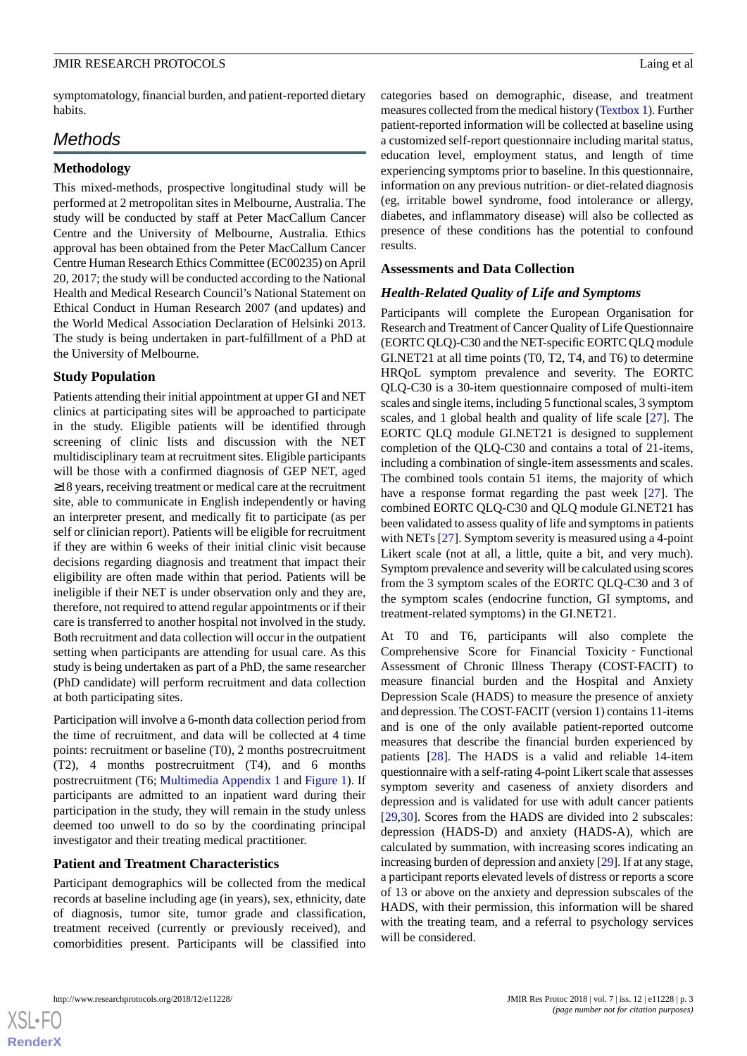symptomatology, financial burden, and patient-reported dietary habits.

## Methods

### Methodology

This mixed-methods, prospective longitudinal study will be performed at 2 metropolitan sites in Melbourne, Australia. The study will be conducted by staff at Peter MacCallum Cancer Centre and the University of Melbourne, Australia. Ethics approval has been obtained from the Peter MacCallum Cancer Centre Human Research Ethics Committee (EC00235) on April 20, 2017; the study will be conducted according to the National Health and Medical Research Council's National Statement on Ethical Conduct in Human Research 2007 (and updates) and the World Medical Association Declaration of Helsinki 2013. The study is being undertaken in part-fulfillment of a PhD at the University of Melbourne.

### Study Population

Patients attending their initial appointment at upper GI and NET clinics at participating sites will be approached to participate in the study. Eligible patients will be identified through screening of clinic lists and discussion with the NET multidisciplinary team at recruitment sites. Eligible participants will be those with a confirmed diagnosis of GEP NET, aged ≥18 years, receiving treatment or medical care at the recruitment site, able to communicate in English independently or having an interpreter present, and medically fit to participate (as per self or clinician report). Patients will be eligible for recruitment if they are within 6 weeks of their initial clinic visit because decisions regarding diagnosis and treatment that impact their eligibility are often made within that period. Patients will be ineligible if their NET is under observation only and they are, therefore, not required to attend regular appointments or if their care is transferred to another hospital not involved in the study. Both recruitment and data collection will occur in the outpatient setting when participants are attending for usual care. As this study is being undertaken as part of a PhD, the same researcher (PhD candidate) will perform recruitment and data collection at both participating sites.

Participation will involve a 6-month data collection period from the time of recruitment, and data will be collected at 4 time points: recruitment or baseline (T0), 2 months postrecruitment (T2), 4 months postrecruitment (T4), and 6 months postrecruitment (T6; Multimedia Appendix 1 and Figure 1). If participants are admitted to an inpatient ward during their participation in the study, they will remain in the study unless deemed too unwell to do so by the coordinating principal investigator and their treating medical practitioner.

### Patient and Treatment Characteristics

Participant demographics will be collected from the medical records at baseline including age (in years), sex, ethnicity, date of diagnosis, tumor site, tumor grade and classification, treatment received (currently or previously received), and comorbidities present. Participants will be classified into categories based on demographic, disease, and treatment measures collected from the medical history (Textbox 1). Further patient-reported information will be collected at baseline using a customized self-report questionnaire including marital status, education level, employment status, and length of time experiencing symptoms prior to baseline. In this questionnaire, information on any previous nutrition- or diet-related diagnosis (eg, irritable bowel syndrome, food intolerance or allergy, diabetes, and inflammatory disease) will also be collected as presence of these conditions has the potential to confound results.

### Assessments and Data Collection

#### *Health-Related Quality of Life and Symptoms*

Participants will complete the European Organisation for Research and Treatment of Cancer Quality of Life Questionnaire (EORTC QLQ)-C30 and the NET-specific EORTC QLQ module GI.NET21 at all time points (T0, T2, T4, and T6) to determine HRQoL symptom prevalence and severity. The EORTC QLQ-C30 is a 30-item questionnaire composed of multi-item scales and single items, including 5 functional scales, 3 symptom scales, and 1 global health and quality of life scale [27]. The EORTC QLQ module GI.NET21 is designed to supplement completion of the QLQ-C30 and contains a total of 21-items, including a combination of single-item assessments and scales. The combined tools contain 51 items, the majority of which have a response format regarding the past week [27]. The combined EORTC QLQ-C30 and QLQ module GI.NET21 has been validated to assess quality of life and symptoms in patients with NETs [27]. Symptom severity is measured using a 4-point Likert scale (not at all, a little, quite a bit, and very much). Symptom prevalence and severity will be calculated using scores from the 3 symptom scales of the EORTC QLQ-C30 and 3 of the symptom scales (endocrine function, GI symptoms, and treatment-related symptoms) in the GI.NET21.

At T0 and T6, participants will also complete the Comprehensive Score for Financial Toxicity - Functional Assessment of Chronic Illness Therapy (COST-FACIT) to measure financial burden and the Hospital and Anxiety Depression Scale (HADS) to measure the presence of anxiety and depression. The COST-FACIT (version 1) contains 11-items and is one of the only available patient-reported outcome measures that describe the financial burden experienced by patients [28]. The HADS is a valid and reliable 14-item questionnaire with a self-rating 4-point Likert scale that assesses symptom severity and caseness of anxiety disorders and depression and is validated for use with adult cancer patients [29,30]. Scores from the HADS are divided into 2 subscales: depression (HADS-D) and anxiety (HADS-A), which are calculated by summation, with increasing scores indicating an increasing burden of depression and anxiety [29]. If at any stage, a participant reports elevated levels of distress or reports a score of 13 or above on the anxiety and depression subscales of the HADS, with their permission, this information will be shared with the treating team, and a referral to psychology services will be considered.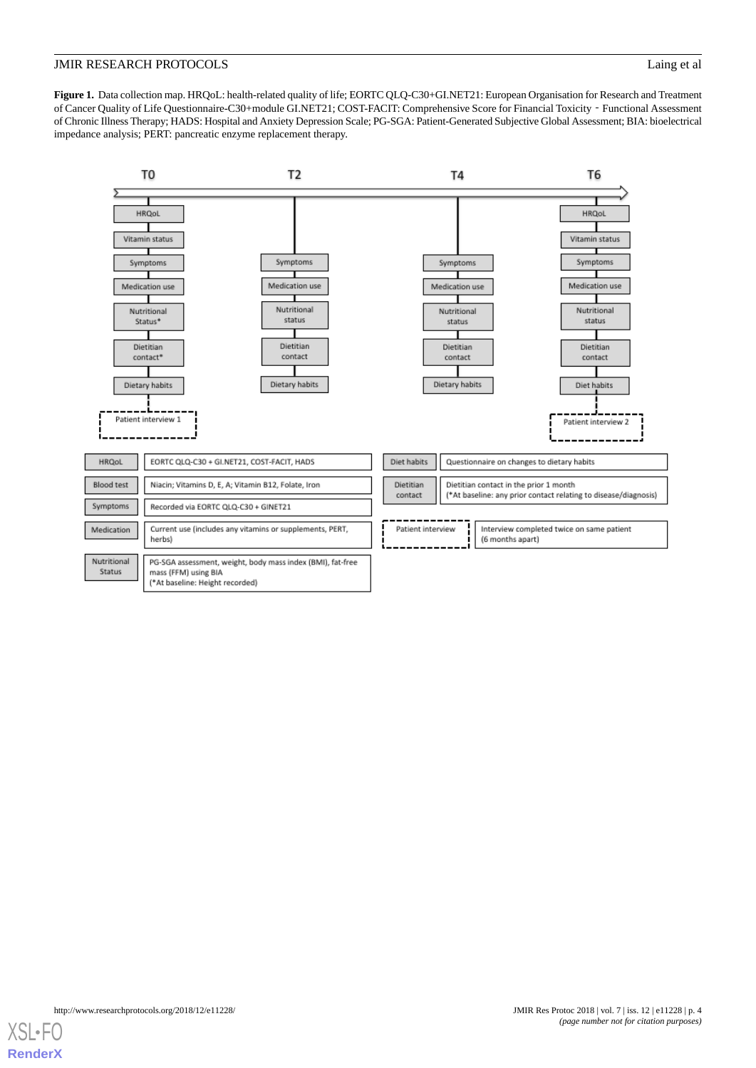**Figure 1.** Data collection map. HRQoL: health-related quality of life; EORTC QLQ-C30+GI.NET21: European Organisation for Research and Treatment of Cancer Quality of Life Questionnaire-C30+module GI.NET21; COST-FACIT: Comprehensive Score for Financial Toxicity - Functional Assessment of Chronic Illness Therapy; HADS: Hospital and Anxiety Depression Scale; PG-SGA: Patient-Generated Subjective Global Assessment; BIA: bioelectrical impedance analysis; PERT: pancreatic enzyme replacement therapy.

| T0 | T2 | T4 | T6 |
|---|---|---|---|
| HRQoL | | | HRQoL |
| Vitamin status | | | Vitamin status |
| Symptoms | Symptoms | Symptoms | Symptoms |
| Medication use | Medication use | Medication use | Medication use |
| Nutritional Status* | Nutritional status | Nutritional status | Nutritional status |
| Dietitian contact* | Dietitian contact | Dietitian contact | Dietitian contact |
| Dietary habits | Dietary habits | Dietary habits | Diet habits |
| Patient interview 1 | | | Patient interview 2 |

| Item | Description |
|---|---|
| HRQoL | EORTC QLQ-C30 + GI.NET21, COST-FACIT, HADS |
| Blood test | Niacin; Vitamins D, E, A; Vitamin B12, Folate, Iron |
| Symptoms | Recorded via EORTC QLQ-C30 + GINET21 |
| Medication | Current use (includes any vitamins or supplements, PERT, herbs) |
| Nutritional Status | PG-SGA assessment, weight, body mass index (BMI), fat-free mass (FFM) using BIA (*At baseline: Height recorded) |
| Diet habits | Questionnaire on changes to dietary habits |
| Dietitian contact | Dietitian contact in the prior 1 month (*At baseline: any prior contact relating to disease/diagnosis) |
| Patient interview | Interview completed twice on same patient (6 months apart) |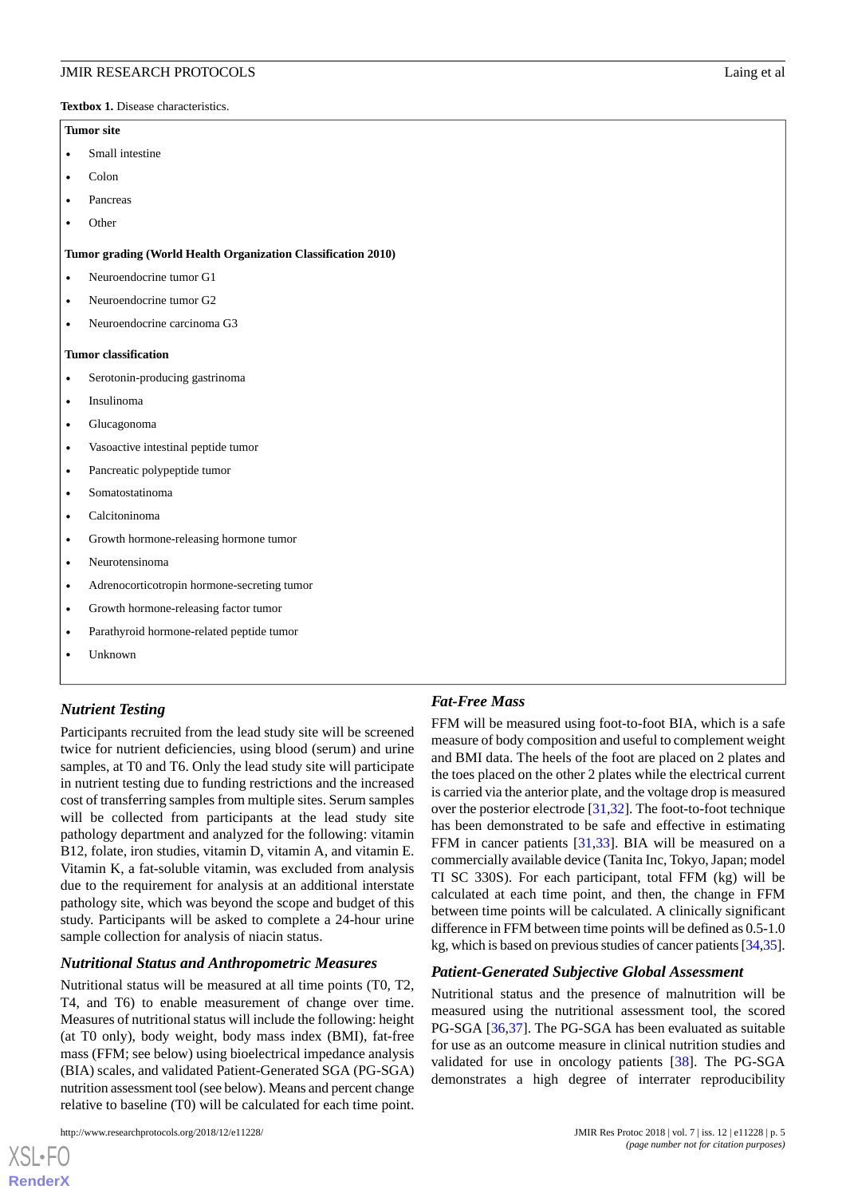**Textbox 1.** Disease characteristics.

**Tumor site**

- Small intestine
- Colon
- Pancreas
- Other

**Tumor grading (World Health Organization Classification 2010)**

- Neuroendocrine tumor G1
- Neuroendocrine tumor G2
- Neuroendocrine carcinoma G3

**Tumor classification**

- Serotonin-producing gastrinoma
- Insulinoma
- Glucagonoma
- Vasoactive intestinal peptide tumor
- Pancreatic polypeptide tumor
- Somatostatinoma
- Calcitoninoma
- Growth hormone-releasing hormone tumor
- Neurotensinoma
- Adrenocorticotropin hormone-secreting tumor
- Growth hormone-releasing factor tumor
- Parathyroid hormone-related peptide tumor
- Unknown

### *Nutrient Testing*

Participants recruited from the lead study site will be screened twice for nutrient deficiencies, using blood (serum) and urine samples, at T0 and T6. Only the lead study site will participate in nutrient testing due to funding restrictions and the increased cost of transferring samples from multiple sites. Serum samples will be collected from participants at the lead study site pathology department and analyzed for the following: vitamin B12, folate, iron studies, vitamin D, vitamin A, and vitamin E. Vitamin K, a fat-soluble vitamin, was excluded from analysis due to the requirement for analysis at an additional interstate pathology site, which was beyond the scope and budget of this study. Participants will be asked to complete a 24-hour urine sample collection for analysis of niacin status.

### *Nutritional Status and Anthropometric Measures*

Nutritional status will be measured at all time points (T0, T2, T4, and T6) to enable measurement of change over time. Measures of nutritional status will include the following: height (at T0 only), body weight, body mass index (BMI), fat-free mass (FFM; see below) using bioelectrical impedance analysis (BIA) scales, and validated Patient-Generated SGA (PG-SGA) nutrition assessment tool (see below). Means and percent change relative to baseline (T0) will be calculated for each time point.

### *Fat-Free Mass*

FFM will be measured using foot-to-foot BIA, which is a safe measure of body composition and useful to complement weight and BMI data. The heels of the foot are placed on 2 plates and the toes placed on the other 2 plates while the electrical current is carried via the anterior plate, and the voltage drop is measured over the posterior electrode [31,32]. The foot-to-foot technique has been demonstrated to be safe and effective in estimating FFM in cancer patients [31,33]. BIA will be measured on a commercially available device (Tanita Inc, Tokyo, Japan; model TI SC 330S). For each participant, total FFM (kg) will be calculated at each time point, and then, the change in FFM between time points will be calculated. A clinically significant difference in FFM between time points will be defined as 0.5-1.0 kg, which is based on previous studies of cancer patients [34,35].

### *Patient-Generated Subjective Global Assessment*

Nutritional status and the presence of malnutrition will be measured using the nutritional assessment tool, the scored PG-SGA [36,37]. The PG-SGA has been evaluated as suitable for use as an outcome measure in clinical nutrition studies and validated for use in oncology patients [38]. The PG-SGA demonstrates a high degree of interrater reproducibility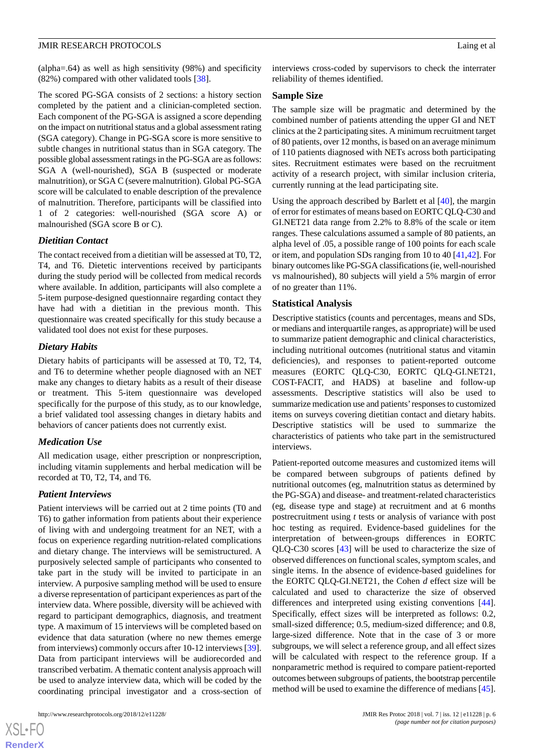(alpha=.64) as well as high sensitivity (98%) and specificity (82%) compared with other validated tools [38].

The scored PG-SGA consists of 2 sections: a history section completed by the patient and a clinician-completed section. Each component of the PG-SGA is assigned a score depending on the impact on nutritional status and a global assessment rating (SGA category). Change in PG-SGA score is more sensitive to subtle changes in nutritional status than in SGA category. The possible global assessment ratings in the PG-SGA are as follows: SGA A (well-nourished), SGA B (suspected or moderate malnutrition), or SGA C (severe malnutrition). Global PG-SGA score will be calculated to enable description of the prevalence of malnutrition. Therefore, participants will be classified into 1 of 2 categories: well-nourished (SGA score A) or malnourished (SGA score B or C).

### Dietitian Contact

The contact received from a dietitian will be assessed at T0, T2, T4, and T6. Dietetic interventions received by participants during the study period will be collected from medical records where available. In addition, participants will also complete a 5-item purpose-designed questionnaire regarding contact they have had with a dietitian in the previous month. This questionnaire was created specifically for this study because a validated tool does not exist for these purposes.

### Dietary Habits

Dietary habits of participants will be assessed at T0, T2, T4, and T6 to determine whether people diagnosed with an NET make any changes to dietary habits as a result of their disease or treatment. This 5-item questionnaire was developed specifically for the purpose of this study, as to our knowledge, a brief validated tool assessing changes in dietary habits and behaviors of cancer patients does not currently exist.

### Medication Use

All medication usage, either prescription or nonprescription, including vitamin supplements and herbal medication will be recorded at T0, T2, T4, and T6.

### Patient Interviews

Patient interviews will be carried out at 2 time points (T0 and T6) to gather information from patients about their experience of living with and undergoing treatment for an NET, with a focus on experience regarding nutrition-related complications and dietary change. The interviews will be semistructured. A purposively selected sample of participants who consented to take part in the study will be invited to participate in an interview. A purposive sampling method will be used to ensure a diverse representation of participant experiences as part of the interview data. Where possible, diversity will be achieved with regard to participant demographics, diagnosis, and treatment type. A maximum of 15 interviews will be completed based on evidence that data saturation (where no new themes emerge from interviews) commonly occurs after 10-12 interviews [39]. Data from participant interviews will be audiorecorded and transcribed verbatim. A thematic content analysis approach will be used to analyze interview data, which will be coded by the coordinating principal investigator and a cross-section of interviews cross-coded by supervisors to check the interrater reliability of themes identified.

## Sample Size

The sample size will be pragmatic and determined by the combined number of patients attending the upper GI and NET clinics at the 2 participating sites. A minimum recruitment target of 80 patients, over 12 months, is based on an average minimum of 110 patients diagnosed with NETs across both participating sites. Recruitment estimates were based on the recruitment activity of a research project, with similar inclusion criteria, currently running at the lead participating site.

Using the approach described by Barlett et al [40], the margin of error for estimates of means based on EORTC QLQ-C30 and GI.NET21 data range from 2.2% to 8.8% of the scale or item ranges. These calculations assumed a sample of 80 patients, an alpha level of .05, a possible range of 100 points for each scale or item, and population SDs ranging from 10 to 40 [41,42]. For binary outcomes like PG-SGA classifications (ie, well-nourished vs malnourished), 80 subjects will yield a 5% margin of error of no greater than 11%.

## Statistical Analysis

Descriptive statistics (counts and percentages, means and SDs, or medians and interquartile ranges, as appropriate) will be used to summarize patient demographic and clinical characteristics, including nutritional outcomes (nutritional status and vitamin deficiencies), and responses to patient-reported outcome measures (EORTC QLQ-C30, EORTC QLQ-GI.NET21, COST-FACIT, and HADS) at baseline and follow-up assessments. Descriptive statistics will also be used to summarize medication use and patients' responses to customized items on surveys covering dietitian contact and dietary habits. Descriptive statistics will be used to summarize the characteristics of patients who take part in the semistructured interviews.

Patient-reported outcome measures and customized items will be compared between subgroups of patients defined by nutritional outcomes (eg, malnutrition status as determined by the PG-SGA) and disease- and treatment-related characteristics (eg, disease type and stage) at recruitment and at 6 months postrecruitment using *t* tests or analysis of variance with post hoc testing as required. Evidence-based guidelines for the interpretation of between-groups differences in EORTC QLQ-C30 scores [43] will be used to characterize the size of observed differences on functional scales, symptom scales, and single items. In the absence of evidence-based guidelines for the EORTC QLQ-GI.NET21, the Cohen *d* effect size will be calculated and used to characterize the size of observed differences and interpreted using existing conventions [44]. Specifically, effect sizes will be interpreted as follows: 0.2, small-sized difference; 0.5, medium-sized difference; and 0.8, large-sized difference. Note that in the case of 3 or more subgroups, we will select a reference group, and all effect sizes will be calculated with respect to the reference group. If a nonparametric method is required to compare patient-reported outcomes between subgroups of patients, the bootstrap percentile method will be used to examine the difference of medians [45].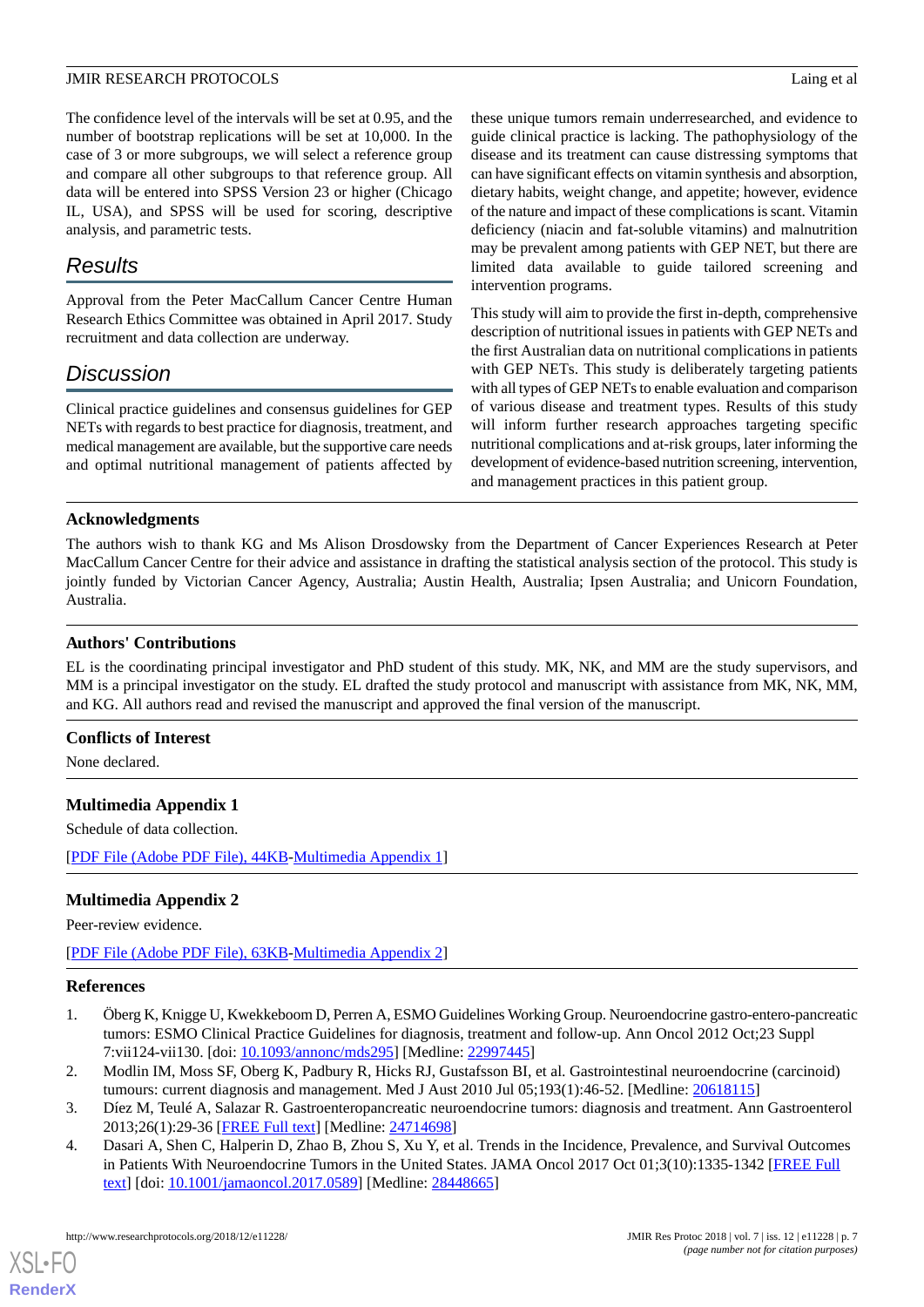The confidence level of the intervals will be set at 0.95, and the number of bootstrap replications will be set at 10,000. In the case of 3 or more subgroups, we will select a reference group and compare all other subgroups to that reference group. All data will be entered into SPSS Version 23 or higher (Chicago IL, USA), and SPSS will be used for scoring, descriptive analysis, and parametric tests.

## Results

Approval from the Peter MacCallum Cancer Centre Human Research Ethics Committee was obtained in April 2017. Study recruitment and data collection are underway.

## Discussion

Clinical practice guidelines and consensus guidelines for GEP NETs with regards to best practice for diagnosis, treatment, and medical management are available, but the supportive care needs and optimal nutritional management of patients affected by these unique tumors remain underresearched, and evidence to guide clinical practice is lacking. The pathophysiology of the disease and its treatment can cause distressing symptoms that can have significant effects on vitamin synthesis and absorption, dietary habits, weight change, and appetite; however, evidence of the nature and impact of these complications is scant. Vitamin deficiency (niacin and fat-soluble vitamins) and malnutrition may be prevalent among patients with GEP NET, but there are limited data available to guide tailored screening and intervention programs.

This study will aim to provide the first in-depth, comprehensive description of nutritional issues in patients with GEP NETs and the first Australian data on nutritional complications in patients with GEP NETs. This study is deliberately targeting patients with all types of GEP NETs to enable evaluation and comparison of various disease and treatment types. Results of this study will inform further research approaches targeting specific nutritional complications and at-risk groups, later informing the development of evidence-based nutrition screening, intervention, and management practices in this patient group.

### Acknowledgments

The authors wish to thank KG and Ms Alison Drosdowsky from the Department of Cancer Experiences Research at Peter MacCallum Cancer Centre for their advice and assistance in drafting the statistical analysis section of the protocol. This study is jointly funded by Victorian Cancer Agency, Australia; Austin Health, Australia; Ipsen Australia; and Unicorn Foundation, Australia.

### Authors' Contributions

EL is the coordinating principal investigator and PhD student of this study. MK, NK, and MM are the study supervisors, and MM is a principal investigator on the study. EL drafted the study protocol and manuscript with assistance from MK, NK, MM, and KG. All authors read and revised the manuscript and approved the final version of the manuscript.

### Conflicts of Interest

None declared.

### Multimedia Appendix 1

Schedule of data collection.

[PDF File (Adobe PDF File), 44KB-Multimedia Appendix 1]

### Multimedia Appendix 2

Peer-review evidence.

[PDF File (Adobe PDF File), 63KB-Multimedia Appendix 2]

### References

1. Öberg K, Knigge U, Kwekkeboom D, Perren A, ESMO Guidelines Working Group. Neuroendocrine gastro-entero-pancreatic tumors: ESMO Clinical Practice Guidelines for diagnosis, treatment and follow-up. Ann Oncol 2012 Oct;23 Suppl 7:vii124-vii130. [doi: 10.1093/annonc/mds295] [Medline: 22997445]
2. Modlin IM, Moss SF, Oberg K, Padbury R, Hicks RJ, Gustafsson BI, et al. Gastrointestinal neuroendocrine (carcinoid) tumours: current diagnosis and management. Med J Aust 2010 Jul 05;193(1):46-52. [Medline: 20618115]
3. Díez M, Teulé A, Salazar R. Gastroenteropancreatic neuroendocrine tumors: diagnosis and treatment. Ann Gastroenterol 2013;26(1):29-36 [FREE Full text] [Medline: 24714698]
4. Dasari A, Shen C, Halperin D, Zhao B, Zhou S, Xu Y, et al. Trends in the Incidence, Prevalence, and Survival Outcomes in Patients With Neuroendocrine Tumors in the United States. JAMA Oncol 2017 Oct 01;3(10):1335-1342 [FREE Full text] [doi: 10.1001/jamaoncol.2017.0589] [Medline: 28448665]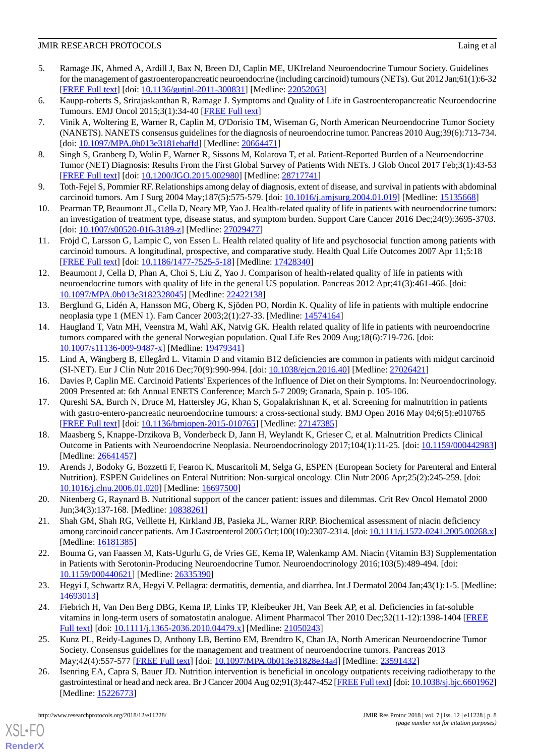5. Ramage JK, Ahmed A, Ardill J, Bax N, Breen DJ, Caplin ME, UKIreland Neuroendocrine Tumour Society. Guidelines for the management of gastroenteropancreatic neuroendocrine (including carcinoid) tumours (NETs). Gut 2012 Jan;61(1):6-32 [FREE Full text] [doi: 10.1136/gutjnl-2011-300831] [Medline: 22052063]
6. Kaupp-roberts S, Srirajaskanthan R, Ramage J. Symptoms and Quality of Life in Gastroenteropancreatic Neuroendocrine Tumours. EMJ Oncol 2015;3(1):34-40 [FREE Full text]
7. Vinik A, Woltering E, Warner R, Caplin M, O'Dorisio TM, Wiseman G, North American Neuroendocrine Tumor Society (NANETS). NANETS consensus guidelines for the diagnosis of neuroendocrine tumor. Pancreas 2010 Aug;39(6):713-734. [doi: 10.1097/MPA.0b013e3181ebaffd] [Medline: 20664471]
8. Singh S, Granberg D, Wolin E, Warner R, Sissons M, Kolarova T, et al. Patient-Reported Burden of a Neuroendocrine Tumor (NET) Diagnosis: Results From the First Global Survey of Patients With NETs. J Glob Oncol 2017 Feb;3(1):43-53 [FREE Full text] [doi: 10.1200/JGO.2015.002980] [Medline: 28717741]
9. Toth-Fejel S, Pommier RF. Relationships among delay of diagnosis, extent of disease, and survival in patients with abdominal carcinoid tumors. Am J Surg 2004 May;187(5):575-579. [doi: 10.1016/j.amjsurg.2004.01.019] [Medline: 15135668]
10. Pearman TP, Beaumont JL, Cella D, Neary MP, Yao J. Health-related quality of life in patients with neuroendocrine tumors: an investigation of treatment type, disease status, and symptom burden. Support Care Cancer 2016 Dec;24(9):3695-3703. [doi: 10.1007/s00520-016-3189-z] [Medline: 27029477]
11. Fröjd C, Larsson G, Lampic C, von Essen L. Health related quality of life and psychosocial function among patients with carcinoid tumours. A longitudinal, prospective, and comparative study. Health Qual Life Outcomes 2007 Apr 11;5:18 [FREE Full text] [doi: 10.1186/1477-7525-5-18] [Medline: 17428340]
12. Beaumont J, Cella D, Phan A, Choi S, Liu Z, Yao J. Comparison of health-related quality of life in patients with neuroendocrine tumors with quality of life in the general US population. Pancreas 2012 Apr;41(3):461-466. [doi: 10.1097/MPA.0b013e3182328045] [Medline: 22422138]
13. Berglund G, Lidén A, Hansson MG, Oberg K, Sjöden PO, Nordin K. Quality of life in patients with multiple endocrine neoplasia type 1 (MEN 1). Fam Cancer 2003;2(1):27-33. [Medline: 14574164]
14. Haugland T, Vatn MH, Veenstra M, Wahl AK, Natvig GK. Health related quality of life in patients with neuroendocrine tumors compared with the general Norwegian population. Qual Life Res 2009 Aug;18(6):719-726. [doi: 10.1007/s11136-009-9487-x] [Medline: 19479341]
15. Lind A, Wängberg B, Ellegård L. Vitamin D and vitamin B12 deficiencies are common in patients with midgut carcinoid (SI-NET). Eur J Clin Nutr 2016 Dec;70(9):990-994. [doi: 10.1038/ejcn.2016.40] [Medline: 27026421]
16. Davies P, Caplin ME. Carcinoid Patients' Experiences of the Influence of Diet on their Symptoms. In: Neuroendocrinology. 2009 Presented at: 6th Annual ENETS Conference; March 5-7 2009; Granada, Spain p. 105-106.
17. Qureshi SA, Burch N, Druce M, Hattersley JG, Khan S, Gopalakrishnan K, et al. Screening for malnutrition in patients with gastro-entero-pancreatic neuroendocrine tumours: a cross-sectional study. BMJ Open 2016 May 04;6(5):e010765 [FREE Full text] [doi: 10.1136/bmjopen-2015-010765] [Medline: 27147385]
18. Maasberg S, Knappe-Drzikova B, Vonderbeck D, Jann H, Weylandt K, Grieser C, et al. Malnutrition Predicts Clinical Outcome in Patients with Neuroendocrine Neoplasia. Neuroendocrinology 2017;104(1):11-25. [doi: 10.1159/000442983] [Medline: 26641457]
19. Arends J, Bodoky G, Bozzetti F, Fearon K, Muscaritoli M, Selga G, ESPEN (European Society for Parenteral and Enteral Nutrition). ESPEN Guidelines on Enteral Nutrition: Non-surgical oncology. Clin Nutr 2006 Apr;25(2):245-259. [doi: 10.1016/j.clnu.2006.01.020] [Medline: 16697500]
20. Nitenberg G, Raynard B. Nutritional support of the cancer patient: issues and dilemmas. Crit Rev Oncol Hematol 2000 Jun;34(3):137-168. [Medline: 10838261]
21. Shah GM, Shah RG, Veillette H, Kirkland JB, Pasieka JL, Warner RRP. Biochemical assessment of niacin deficiency among carcinoid cancer patients. Am J Gastroenterol 2005 Oct;100(10):2307-2314. [doi: 10.1111/j.1572-0241.2005.00268.x] [Medline: 16181385]
22. Bouma G, van Faassen M, Kats-Ugurlu G, de Vries GE, Kema IP, Walenkamp AM. Niacin (Vitamin B3) Supplementation in Patients with Serotonin-Producing Neuroendocrine Tumor. Neuroendocrinology 2016;103(5):489-494. [doi: 10.1159/000440621] [Medline: 26335390]
23. Hegyi J, Schwartz RA, Hegyi V. Pellagra: dermatitis, dementia, and diarrhea. Int J Dermatol 2004 Jan;43(1):1-5. [Medline: 14693013]
24. Fiebrich H, Van Den Berg DBG, Kema IP, Links TP, Kleibeuker JH, Van Beek AP, et al. Deficiencies in fat-soluble vitamins in long-term users of somatostatin analogue. Aliment Pharmacol Ther 2010 Dec;32(11-12):1398-1404 [FREE Full text] [doi: 10.1111/j.1365-2036.2010.04479.x] [Medline: 21050243]
25. Kunz PL, Reidy-Lagunes D, Anthony LB, Bertino EM, Brendtro K, Chan JA, North American Neuroendocrine Tumor Society. Consensus guidelines for the management and treatment of neuroendocrine tumors. Pancreas 2013 May;42(4):557-577 [FREE Full text] [doi: 10.1097/MPA.0b013e31828e34a4] [Medline: 23591432]
26. Isenring EA, Capra S, Bauer JD. Nutrition intervention is beneficial in oncology outpatients receiving radiotherapy to the gastrointestinal or head and neck area. Br J Cancer 2004 Aug 02;91(3):447-452 [FREE Full text] [doi: 10.1038/sj.bjc.6601962] [Medline: 15226773]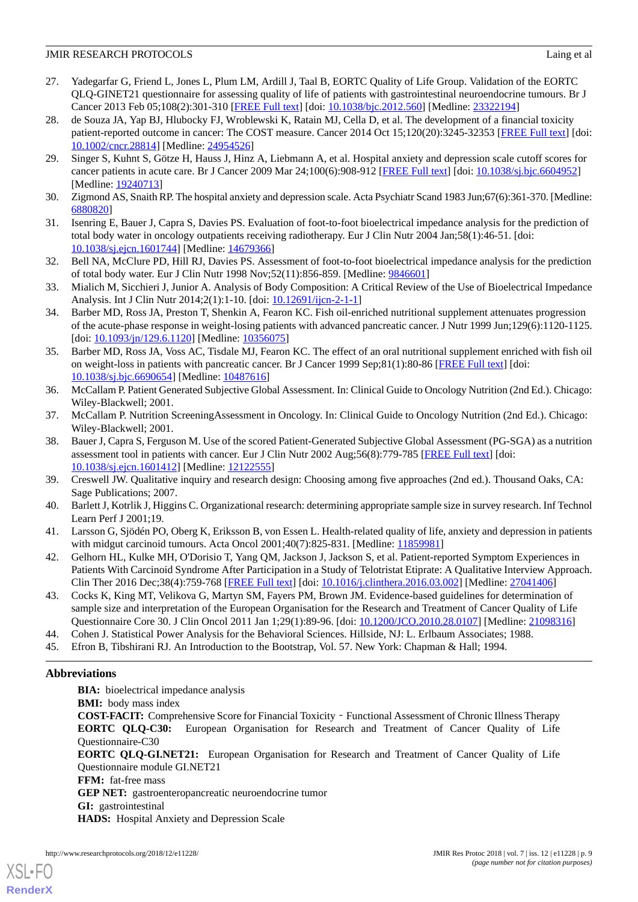27. Yadegarfar G, Friend L, Jones L, Plum LM, Ardill J, Taal B, EORTC Quality of Life Group. Validation of the EORTC QLQ-GINET21 questionnaire for assessing quality of life of patients with gastrointestinal neuroendocrine tumours. Br J Cancer 2013 Feb 05;108(2):301-310 [FREE Full text] [doi: 10.1038/bjc.2012.560] [Medline: 23322194]
28. de Souza JA, Yap BJ, Hlubocky FJ, Wroblewski K, Ratain MJ, Cella D, et al. The development of a financial toxicity patient-reported outcome in cancer: The COST measure. Cancer 2014 Oct 15;120(20):3245-32353 [FREE Full text] [doi: 10.1002/cncr.28814] [Medline: 24954526]
29. Singer S, Kuhnt S, Götze H, Hauss J, Hinz A, Liebmann A, et al. Hospital anxiety and depression scale cutoff scores for cancer patients in acute care. Br J Cancer 2009 Mar 24;100(6):908-912 [FREE Full text] [doi: 10.1038/sj.bjc.6604952] [Medline: 19240713]
30. Zigmond AS, Snaith RP. The hospital anxiety and depression scale. Acta Psychiatr Scand 1983 Jun;67(6):361-370. [Medline: 6880820]
31. Isenring E, Bauer J, Capra S, Davies PS. Evaluation of foot-to-foot bioelectrical impedance analysis for the prediction of total body water in oncology outpatients receiving radiotherapy. Eur J Clin Nutr 2004 Jan;58(1):46-51. [doi: 10.1038/sj.ejcn.1601744] [Medline: 14679366]
32. Bell NA, McClure PD, Hill RJ, Davies PS. Assessment of foot-to-foot bioelectrical impedance analysis for the prediction of total body water. Eur J Clin Nutr 1998 Nov;52(11):856-859. [Medline: 9846601]
33. Mialich M, Sicchieri J, Junior A. Analysis of Body Composition: A Critical Review of the Use of Bioelectrical Impedance Analysis. Int J Clin Nutr 2014;2(1):1-10. [doi: 10.12691/ijcn-2-1-1]
34. Barber MD, Ross JA, Preston T, Shenkin A, Fearon KC. Fish oil-enriched nutritional supplement attenuates progression of the acute-phase response in weight-losing patients with advanced pancreatic cancer. J Nutr 1999 Jun;129(6):1120-1125. [doi: 10.1093/jn/129.6.1120] [Medline: 10356075]
35. Barber MD, Ross JA, Voss AC, Tisdale MJ, Fearon KC. The effect of an oral nutritional supplement enriched with fish oil on weight-loss in patients with pancreatic cancer. Br J Cancer 1999 Sep;81(1):80-86 [FREE Full text] [doi: 10.1038/sj.bjc.6690654] [Medline: 10487616]
36. McCallam P. Patient Generated Subjective Global Assessment. In: Clinical Guide to Oncology Nutrition (2nd Ed.). Chicago: Wiley-Blackwell; 2001.
37. McCallam P. Nutrition ScreeningAssessment in Oncology. In: Clinical Guide to Oncology Nutrition (2nd Ed.). Chicago: Wiley-Blackwell; 2001.
38. Bauer J, Capra S, Ferguson M. Use of the scored Patient-Generated Subjective Global Assessment (PG-SGA) as a nutrition assessment tool in patients with cancer. Eur J Clin Nutr 2002 Aug;56(8):779-785 [FREE Full text] [doi: 10.1038/sj.ejcn.1601412] [Medline: 12122555]
39. Creswell JW. Qualitative inquiry and research design: Choosing among five approaches (2nd ed.). Thousand Oaks, CA: Sage Publications; 2007.
40. Barlett J, Kotrlik J, Higgins C. Organizational research: determining appropriate sample size in survey research. Inf Technol Learn Perf J 2001;19.
41. Larsson G, Sjödén PO, Oberg K, Eriksson B, von Essen L. Health-related quality of life, anxiety and depression in patients with midgut carcinoid tumours. Acta Oncol 2001;40(7):825-831. [Medline: 11859981]
42. Gelhorn HL, Kulke MH, O'Dorisio T, Yang QM, Jackson J, Jackson S, et al. Patient-reported Symptom Experiences in Patients With Carcinoid Syndrome After Participation in a Study of Telotristat Etiprate: A Qualitative Interview Approach. Clin Ther 2016 Dec;38(4):759-768 [FREE Full text] [doi: 10.1016/j.clinthera.2016.03.002] [Medline: 27041406]
43. Cocks K, King MT, Velikova G, Martyn SM, Fayers PM, Brown JM. Evidence-based guidelines for determination of sample size and interpretation of the European Organisation for the Research and Treatment of Cancer Quality of Life Questionnaire Core 30. J Clin Oncol 2011 Jan 1;29(1):89-96. [doi: 10.1200/JCO.2010.28.0107] [Medline: 21098316]
44. Cohen J. Statistical Power Analysis for the Behavioral Sciences. Hillside, NJ: L. Erlbaum Associates; 1988.
45. Efron B, Tibshirani RJ. An Introduction to the Bootstrap, Vol. 57. New York: Chapman & Hall; 1994.

## Abbreviations

**BIA:** bioelectrical impedance analysis
**BMI:** body mass index
**COST-FACIT:** Comprehensive Score for Financial Toxicity ‐ Functional Assessment of Chronic Illness Therapy
**EORTC QLQ-C30:** European Organisation for Research and Treatment of Cancer Quality of Life Questionnaire-C30
**EORTC QLQ-GI.NET21:** European Organisation for Research and Treatment of Cancer Quality of Life Questionnaire module GI.NET21
**FFM:** fat-free mass
**GEP NET:** gastroenteropancreatic neuroendocrine tumor
**GI:** gastrointestinal
**HADS:** Hospital Anxiety and Depression Scale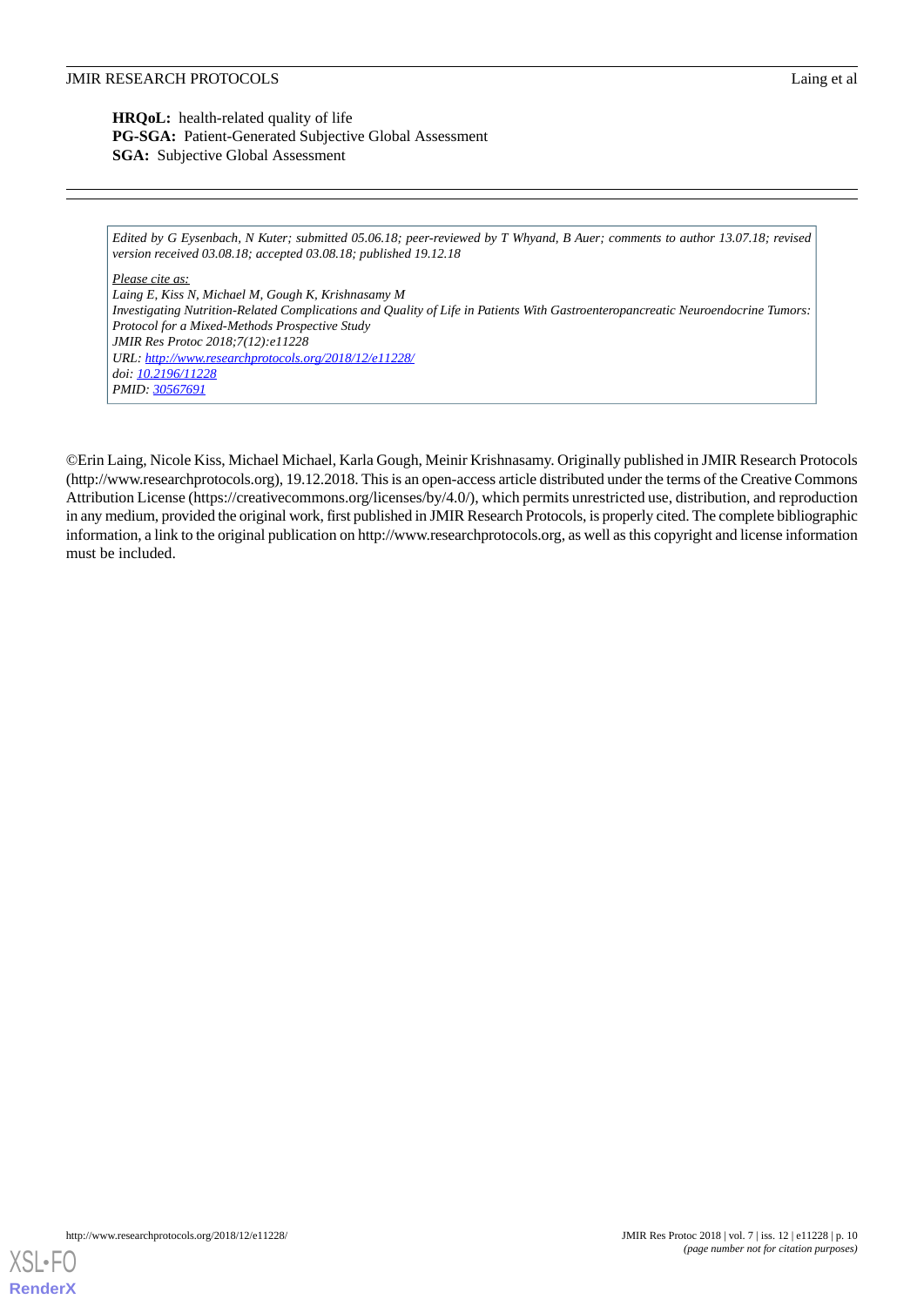**HRQoL:** health-related quality of life
**PG-SGA:** Patient-Generated Subjective Global Assessment
**SGA:** Subjective Global Assessment

---

*Edited by G Eysenbach, N Kuter; submitted 05.06.18; peer-reviewed by T Whyand, B Auer; comments to author 13.07.18; revised version received 03.08.18; accepted 03.08.18; published 19.12.18*

*Please cite as:*
*Laing E, Kiss N, Michael M, Gough K, Krishnasamy M*
*Investigating Nutrition-Related Complications and Quality of Life in Patients With Gastroenteropancreatic Neuroendocrine Tumors: Protocol for a Mixed-Methods Prospective Study*
*JMIR Res Protoc 2018;7(12):e11228*
*URL: http://www.researchprotocols.org/2018/12/e11228/*
*doi: 10.2196/11228*
*PMID: 30567691*

©Erin Laing, Nicole Kiss, Michael Michael, Karla Gough, Meinir Krishnasamy. Originally published in JMIR Research Protocols (http://www.researchprotocols.org), 19.12.2018. This is an open-access article distributed under the terms of the Creative Commons Attribution License (https://creativecommons.org/licenses/by/4.0/), which permits unrestricted use, distribution, and reproduction in any medium, provided the original work, first published in JMIR Research Protocols, is properly cited. The complete bibliographic information, a link to the original publication on http://www.researchprotocols.org, as well as this copyright and license information must be included.